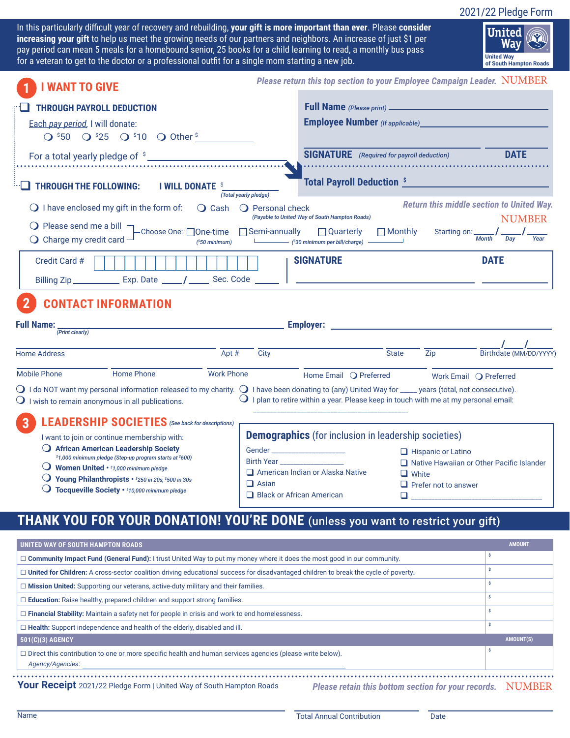2021/22 Pledge Form

In this particularly difficult year of recovery and rebuilding, **your gift is more important than ever**. Please **consider increasing your gift** to help us meet the growing needs of our partners and neighbors. An increase of just $1 per pay period can mean 5 meals for a homebound senior, 25 books for a child learning to read, a monthly bus pass for a veteran to get to the doctor or a professional outfit for a single mom starting a new job.

United Way
United Way of South Hampton Roads

## 1 I WANT TO GIVE

*Please return this top section to your Employee Campaign Leader.* NUMBER

☐ **THROUGH PAYROLL DEDUCTION**

Each pay period, I will donate:

○ $50 ○ $25 ○ $10 ○ Other $ ____________

For a total yearly pledge of $ ____________

**Full Name** *(Please print)* ____________

**Employee Number** *(If applicable)* ____________

**SIGNATURE** *(Required for payroll deduction)* ____________ **DATE** ____________

**Total Payroll Deduction** $ ____________

☐ **THROUGH THE FOLLOWING:** **I WILL DONATE** $ ____________ *(Total yearly pledge)*

*Return this middle section to United Way.* NUMBER

○ I have enclosed my gift in the form of: ○ Cash ○ Personal check *(Payable to United Way of South Hampton Roads)*

○ Please send me a bill
○ Charge my credit card

Choose One: ☐ One-time ($50 minimum) ☐ Semi-annually ☐ Quarterly ☐ Monthly ($30 minimum per bill/charge)

Starting on: ____ / ____ / ____ (Month / Day / Year)

Credit Card # ____________

Billing Zip ________ Exp. Date ____ / ____ Sec. Code ____

**SIGNATURE** ____________ **DATE** ____________

## 2 CONTACT INFORMATION

**Full Name:** ____________ *(Print clearly)* **Employer:** ____________

Home Address ____ Apt # ____ City ____ State ____ Zip ____ Birthdate (MM/DD/YYYY) ____/____/____

Mobile Phone ____ Home Phone ____ Work Phone ____ Home Email ○ Preferred ____ Work Email ○ Preferred ____

○ I do NOT want my personal information released to my charity.

○ I wish to remain anonymous in all publications.

○ I have been donating to (any) United Way for ____ years (total, not consecutive).

○ I plan to retire within a year. Please keep in touch with me at my personal email: ____________

## 3 LEADERSHIP SOCIETIES *(See back for descriptions)*

I want to join or continue membership with:

○ **African American Leadership Society** *$1,000 minimum pledge (Step-up program starts at $600)*

○ **Women United** • *$1,000 minimum pledge*

○ **Young Philanthropists** • *$250 in 20s, $500 in 30s*

○ **Tocqueville Society** • *$10,000 minimum pledge*

**Demographics** (for inclusion in leadership societies)

Gender ____________

Birth Year ____________

☐ American Indian or Alaska Native

☐ Asian

☐ Black or African American

☐ Hispanic or Latino

☐ Native Hawaiian or Other Pacific Islander

☐ White

☐ Prefer not to answer

☐ ____________

## THANK YOU FOR YOUR DONATION! YOU'RE DONE (unless you want to restrict your gift)

| UNITED WAY OF SOUTH HAMPTON ROADS | AMOUNT |
|---|---|
| ☐ **Community Impact Fund (General Fund):** I trust United Way to put my money where it does the most good in our community. | $ |
| ☐ **United for Children:** A cross-sector coalition driving educational success for disadvantaged children to break the cycle of poverty. | $ |
| ☐ **Mission United:** Supporting our veterans, active-duty military and their families. | $ |
| ☐ **Education:** Raise healthy, prepared children and support strong families. | $ |
| ☐ **Financial Stability:** Maintain a safety net for people in crisis and work to end homelessness. | $ |
| ☐ **Health:** Support independence and health of the elderly, disabled and ill. | $ |
| **501(C)(3) AGENCY** | **AMOUNT(S)** |
| ☐ Direct this contribution to one or more specific health and human services agencies (please write below). *Agency/Agencies:* ____________ | $ |

**Your Receipt** 2021/22 Pledge Form | United Way of South Hampton Roads

*Please retain this bottom section for your records.* NUMBER

Name ____________ Total Annual Contribution ____________ Date ____________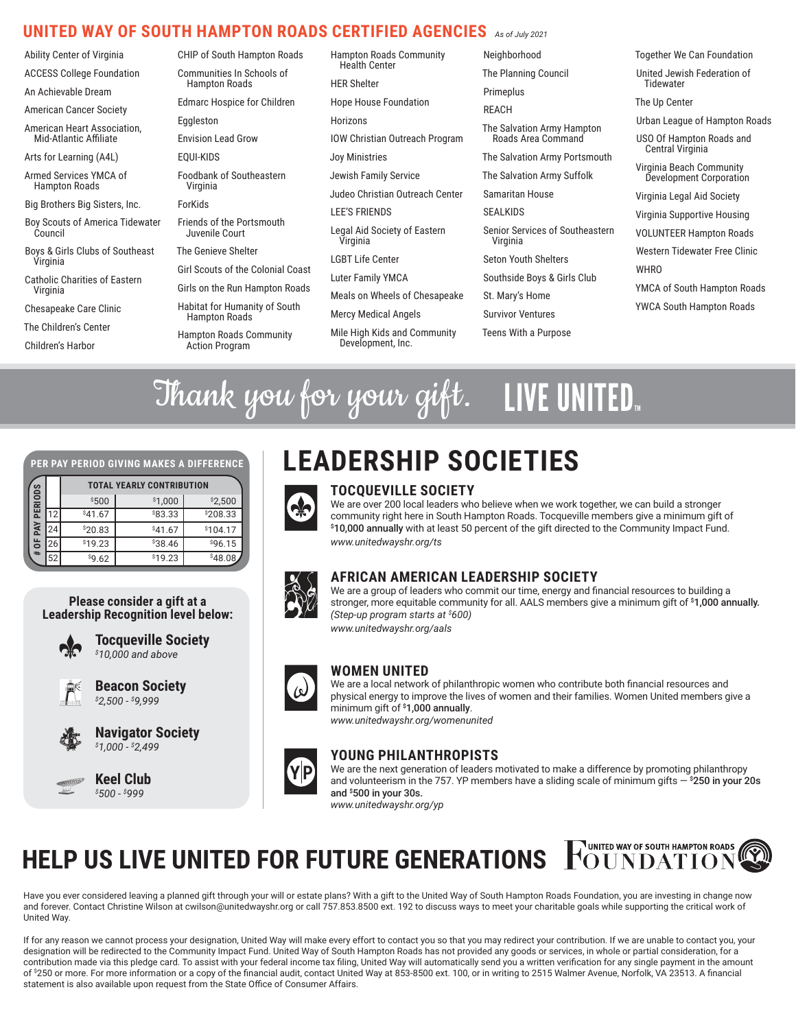## UNITED WAY OF SOUTH HAMPTON ROADS CERTIFIED AGENCIES *As of July 2021*

- Ability Center of Virginia
- ACCESS College Foundation
- An Achievable Dream
- American Cancer Society
- American Heart Association, Mid-Atlantic Affiliate
- Arts for Learning (A4L)
- Armed Services YMCA of Hampton Roads
- Big Brothers Big Sisters, Inc.
- Boy Scouts of America Tidewater Council
- Boys & Girls Clubs of Southeast Virginia
- Catholic Charities of Eastern Virginia
- Chesapeake Care Clinic
- The Children's Center
- Children's Harbor
- CHIP of South Hampton Roads
- Communities In Schools of Hampton Roads
- Edmarc Hospice for Children
- Eggleston
- Envision Lead Grow
- EQUI-KIDS
- Foodbank of Southeastern Virginia
- ForKids
- Friends of the Portsmouth Juvenile Court
- The Genieve Shelter
- Girl Scouts of the Colonial Coast
- Girls on the Run Hampton Roads
- Habitat for Humanity of South Hampton Roads
- Hampton Roads Community Action Program
- Hampton Roads Community Health Center
- HER Shelter
- Hope House Foundation
- Horizons
- IOW Christian Outreach Program
- Joy Ministries
- Jewish Family Service
- Judeo Christian Outreach Center
- LEE'S FRIENDS
- Legal Aid Society of Eastern Virginia
- LGBT Life Center
- Luter Family YMCA
- Meals on Wheels of Chesapeake
- Mercy Medical Angels
- Mile High Kids and Community Development, Inc.
- Neighborhood
- The Planning Council
- Primeplus
- REACH
- The Salvation Army Hampton Roads Area Command
- The Salvation Army Portsmouth
- The Salvation Army Suffolk
- Samaritan House
- SEALKIDS
- Senior Services of Southeastern Virginia
- Seton Youth Shelters
- Southside Boys & Girls Club
- St. Mary's Home
- Survivor Ventures
- Teens With a Purpose
- Together We Can Foundation
- United Jewish Federation of Tidewater
- The Up Center
- Urban League of Hampton Roads
- USO Of Hampton Roads and Central Virginia
- Virginia Beach Community Development Corporation
- Virginia Legal Aid Society
- Virginia Supportive Housing
- VOLUNTEER Hampton Roads
- Western Tidewater Free Clinic
- WHRO
- YMCA of South Hampton Roads
- YWCA South Hampton Roads

Thank you for your gift. LIVE UNITED™

### PER PAY PERIOD GIVING MAKES A DIFFERENCE

| # OF PAY PERIODS | TOTAL YEARLY CONTRIBUTION | | |
|---|---|---|---|
| | $500 | $1,000 | $2,500 |
| 12 | $41.67 | $83.33 | $208.33 |
| 24 | $20.83 | $41.67 | $104.17 |
| 26 | $19.23 | $38.46 | $96.15 |
| 52 | $9.62 | $19.23 | $48.08 |

**Please consider a gift at a Leadership Recognition level below:**

**Tocqueville Society**
*$10,000 and above*

**Beacon Society**
*$2,500 - $9,999*

**Navigator Society**
*$1,000 - $2,499*

**Keel Club**
*$500 - $999*

# LEADERSHIP SOCIETIES

### TOCQUEVILLE SOCIETY

We are over 200 local leaders who believe when we work together, we can build a stronger community right here in South Hampton Roads. Tocqueville members give a minimum gift of **$10,000 annually** with at least 50 percent of the gift directed to the Community Impact Fund.
*www.unitedwayshr.org/ts*

### AFRICAN AMERICAN LEADERSHIP SOCIETY

We are a group of leaders who commit our time, energy and financial resources to building a stronger, more equitable community for all. AALS members give a minimum gift of **$1,000 annually.** *(Step-up program starts at $600)*
*www.unitedwayshr.org/aals*

### WOMEN UNITED

We are a local network of philanthropic women who contribute both financial resources and physical energy to improve the lives of women and their families. Women United members give a minimum gift of **$1,000 annually**.
*www.unitedwayshr.org/womenunited*

### YOUNG PHILANTHROPISTS

We are the next generation of leaders motivated to make a difference by promoting philanthropy and volunteerism in the 757. YP members have a sliding scale of minimum gifts — **$250 in your 20s and $500 in your 30s.**
*www.unitedwayshr.org/yp*

# HELP US LIVE UNITED FOR FUTURE GENERATIONS

UNITED WAY OF SOUTH HAMPTON ROADS FOUNDATION

Have you ever considered leaving a planned gift through your will or estate plans? With a gift to the United Way of South Hampton Roads Foundation, you are investing in change now and forever. Contact Christine Wilson at cwilson@unitedwayshr.org or call 757.853.8500 ext. 192 to discuss ways to meet your charitable goals while supporting the critical work of United Way.

If for any reason we cannot process your designation, United Way will make every effort to contact you so that you may redirect your contribution. If we are unable to contact you, your designation will be redirected to the Community Impact Fund. United Way of South Hampton Roads has not provided any goods or services, in whole or partial consideration, for a contribution made via this pledge card. To assist with your federal income tax filing, United Way will automatically send you a written verification for any single payment in the amount of $250 or more. For more information or a copy of the financial audit, contact United Way at 853-8500 ext. 100, or in writing to 2515 Walmer Avenue, Norfolk, VA 23513. A financial statement is also available upon request from the State Office of Consumer Affairs.